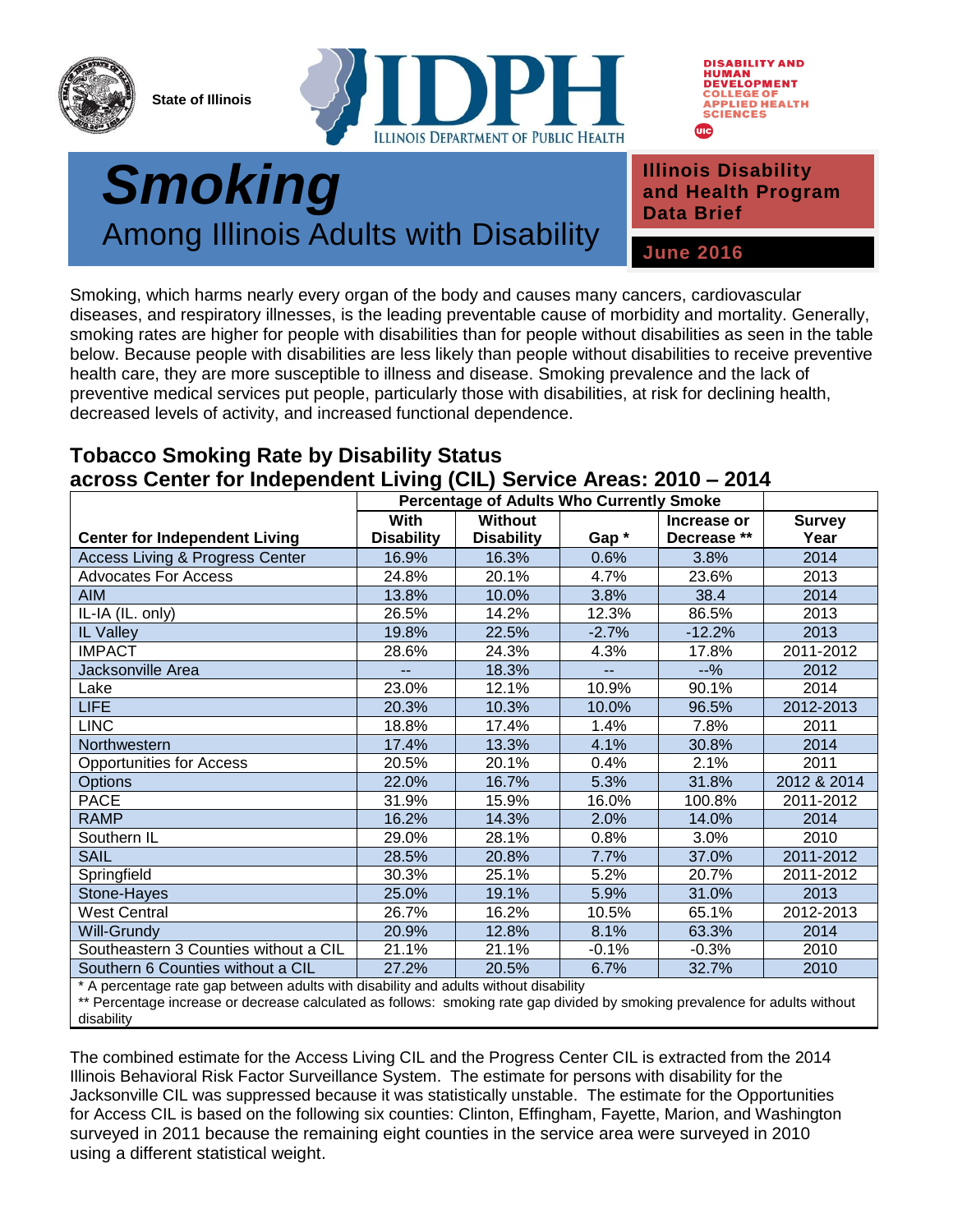State of Illinois

IDPH — Illinois Department of Public Health

DISABILITY AND HUMAN DEVELOPMENT
COLLEGE OF APPLIED HEALTH SCIENCES

# *Smoking*
## Among Illinois Adults with Disability

**Illinois Disability and Health Program Data Brief**

**June 2016**

Smoking, which harms nearly every organ of the body and causes many cancers, cardiovascular diseases, and respiratory illnesses, is the leading preventable cause of morbidity and mortality. Generally, smoking rates are higher for people with disabilities than for people without disabilities as seen in the table below. Because people with disabilities are less likely than people without disabilities to receive preventive health care, they are more susceptible to illness and disease. Smoking prevalence and the lack of preventive medical services put people, particularly those with disabilities, at risk for declining health, decreased levels of activity, and increased functional dependence.

### Tobacco Smoking Rate by Disability Status across Center for Independent Living (CIL) Service Areas: 2010 – 2014

| | Percentage of Adults Who Currently Smoke | | | | |
|---|---|---|---|---|---|
| **Center for Independent Living** | **With Disability** | **Without Disability** | **Gap *** | **Increase or Decrease **** | **Survey Year** |
| Access Living & Progress Center | 16.9% | 16.3% | 0.6% | 3.8% | 2014 |
| Advocates For Access | 24.8% | 20.1% | 4.7% | 23.6% | 2013 |
| AIM | 13.8% | 10.0% | 3.8% | 38.4 | 2014 |
| IL-IA (IL. only) | 26.5% | 14.2% | 12.3% | 86.5% | 2013 |
| IL Valley | 19.8% | 22.5% | -2.7% | -12.2% | 2013 |
| IMPACT | 28.6% | 24.3% | 4.3% | 17.8% | 2011-2012 |
| Jacksonville Area | -- | 18.3% | -- | --% | 2012 |
| Lake | 23.0% | 12.1% | 10.9% | 90.1% | 2014 |
| LIFE | 20.3% | 10.3% | 10.0% | 96.5% | 2012-2013 |
| LINC | 18.8% | 17.4% | 1.4% | 7.8% | 2011 |
| Northwestern | 17.4% | 13.3% | 4.1% | 30.8% | 2014 |
| Opportunities for Access | 20.5% | 20.1% | 0.4% | 2.1% | 2011 |
| Options | 22.0% | 16.7% | 5.3% | 31.8% | 2012 & 2014 |
| PACE | 31.9% | 15.9% | 16.0% | 100.8% | 2011-2012 |
| RAMP | 16.2% | 14.3% | 2.0% | 14.0% | 2014 |
| Southern IL | 29.0% | 28.1% | 0.8% | 3.0% | 2010 |
| SAIL | 28.5% | 20.8% | 7.7% | 37.0% | 2011-2012 |
| Springfield | 30.3% | 25.1% | 5.2% | 20.7% | 2011-2012 |
| Stone-Hayes | 25.0% | 19.1% | 5.9% | 31.0% | 2013 |
| West Central | 26.7% | 16.2% | 10.5% | 65.1% | 2012-2013 |
| Will-Grundy | 20.9% | 12.8% | 8.1% | 63.3% | 2014 |
| Southeastern 3 Counties without a CIL | 21.1% | 21.1% | -0.1% | -0.3% | 2010 |
| Southern 6 Counties without a CIL | 27.2% | 20.5% | 6.7% | 32.7% | 2010 |

* A percentage rate gap between adults with disability and adults without disability

** Percentage increase or decrease calculated as follows: smoking rate gap divided by smoking prevalence for adults without disability

The combined estimate for the Access Living CIL and the Progress Center CIL is extracted from the 2014 Illinois Behavioral Risk Factor Surveillance System. The estimate for persons with disability for the Jacksonville CIL was suppressed because it was statistically unstable. The estimate for the Opportunities for Access CIL is based on the following six counties: Clinton, Effingham, Fayette, Marion, and Washington surveyed in 2011 because the remaining eight counties in the service area were surveyed in 2010 using a different statistical weight.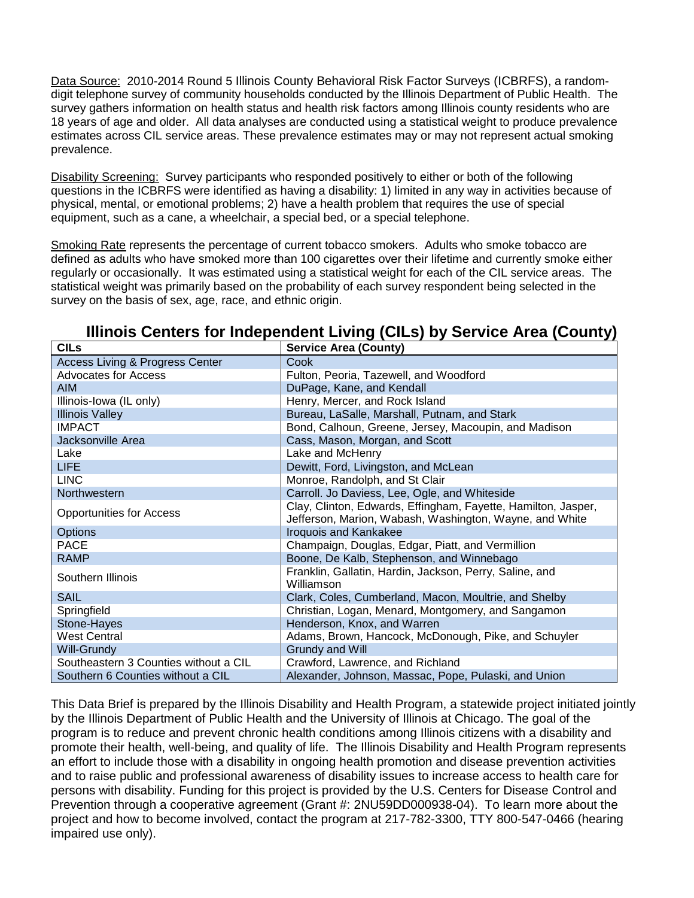Data Source: 2010-2014 Round 5 Illinois County Behavioral Risk Factor Surveys (ICBRFS), a random-digit telephone survey of community households conducted by the Illinois Department of Public Health. The survey gathers information on health status and health risk factors among Illinois county residents who are 18 years of age and older. All data analyses are conducted using a statistical weight to produce prevalence estimates across CIL service areas. These prevalence estimates may or may not represent actual smoking prevalence.

Disability Screening: Survey participants who responded positively to either or both of the following questions in the ICBRFS were identified as having a disability: 1) limited in any way in activities because of physical, mental, or emotional problems; 2) have a health problem that requires the use of special equipment, such as a cane, a wheelchair, a special bed, or a special telephone.

Smoking Rate represents the percentage of current tobacco smokers. Adults who smoke tobacco are defined as adults who have smoked more than 100 cigarettes over their lifetime and currently smoke either regularly or occasionally. It was estimated using a statistical weight for each of the CIL service areas. The statistical weight was primarily based on the probability of each survey respondent being selected in the survey on the basis of sex, age, race, and ethnic origin.

## Illinois Centers for Independent Living (CILs) by Service Area (County)

| CILs | Service Area (County) |
|---|---|
| Access Living & Progress Center | Cook |
| Advocates for Access | Fulton, Peoria, Tazewell, and Woodford |
| AIM | DuPage, Kane, and Kendall |
| Illinois-Iowa (IL only) | Henry, Mercer, and Rock Island |
| Illinois Valley | Bureau, LaSalle, Marshall, Putnam, and Stark |
| IMPACT | Bond, Calhoun, Greene, Jersey, Macoupin, and Madison |
| Jacksonville Area | Cass, Mason, Morgan, and Scott |
| Lake | Lake and McHenry |
| LIFE | Dewitt, Ford, Livingston, and McLean |
| LINC | Monroe, Randolph, and St Clair |
| Northwestern | Carroll. Jo Daviess, Lee, Ogle, and Whiteside |
| Opportunities for Access | Clay, Clinton, Edwards, Effingham, Fayette, Hamilton, Jasper, Jefferson, Marion, Wabash, Washington, Wayne, and White |
| Options | Iroquois and Kankakee |
| PACE | Champaign, Douglas, Edgar, Piatt, and Vermillion |
| RAMP | Boone, De Kalb, Stephenson, and Winnebago |
| Southern Illinois | Franklin, Gallatin, Hardin, Jackson, Perry, Saline, and Williamson |
| SAIL | Clark, Coles, Cumberland, Macon, Moultrie, and Shelby |
| Springfield | Christian, Logan, Menard, Montgomery, and Sangamon |
| Stone-Hayes | Henderson, Knox, and Warren |
| West Central | Adams, Brown, Hancock, McDonough, Pike, and Schuyler |
| Will-Grundy | Grundy and Will |
| Southeastern 3 Counties without a CIL | Crawford, Lawrence, and Richland |
| Southern 6 Counties without a CIL | Alexander, Johnson, Massac, Pope, Pulaski, and Union |

This Data Brief is prepared by the Illinois Disability and Health Program, a statewide project initiated jointly by the Illinois Department of Public Health and the University of Illinois at Chicago. The goal of the program is to reduce and prevent chronic health conditions among Illinois citizens with a disability and promote their health, well-being, and quality of life. The Illinois Disability and Health Program represents an effort to include those with a disability in ongoing health promotion and disease prevention activities and to raise public and professional awareness of disability issues to increase access to health care for persons with disability. Funding for this project is provided by the U.S. Centers for Disease Control and Prevention through a cooperative agreement (Grant #: 2NU59DD000938-04). To learn more about the project and how to become involved, contact the program at 217-782-3300, TTY 800-547-0466 (hearing impaired use only).